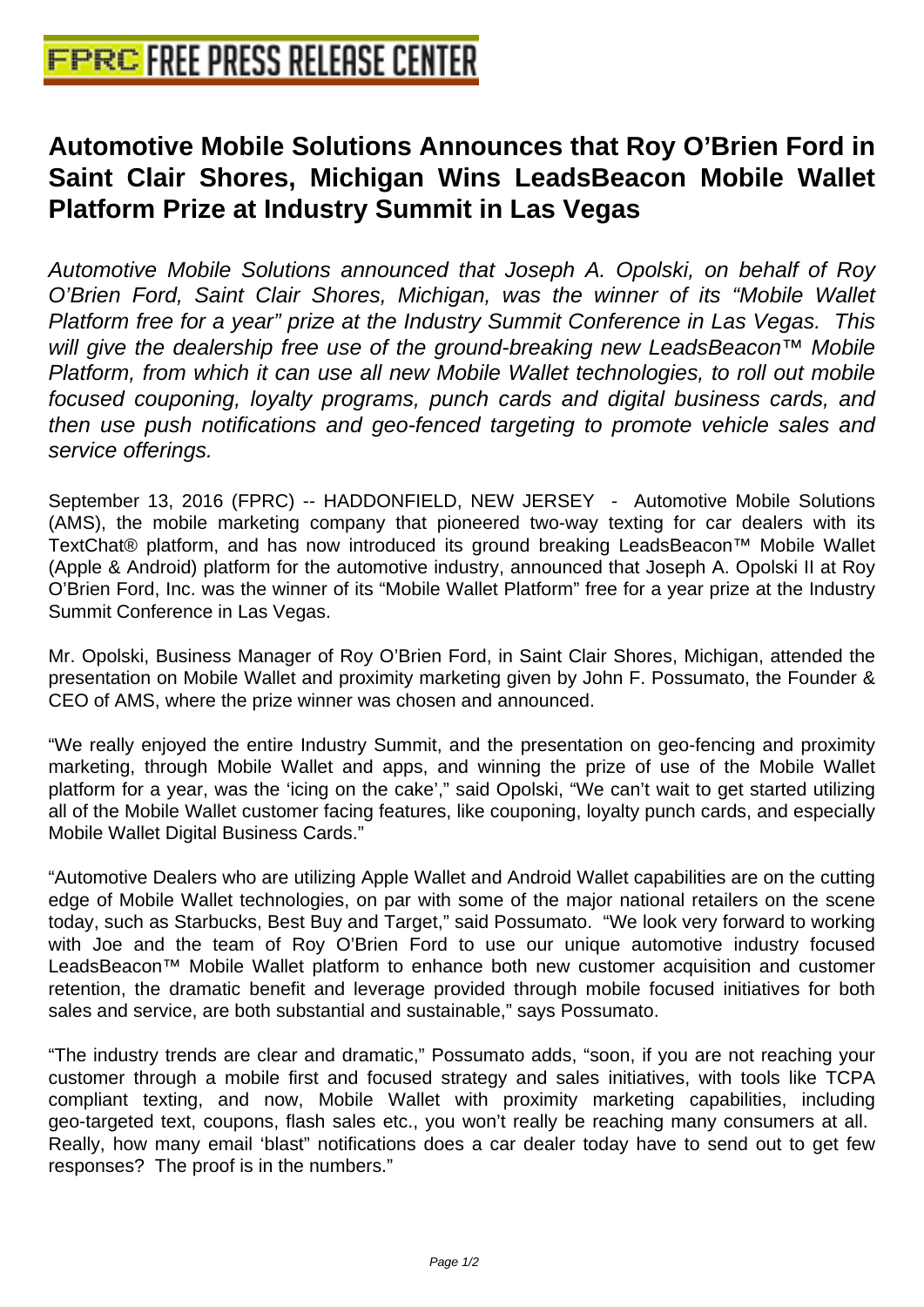# Automotive Mobile Solutions Announces that Roy O'Brien Ford in Saint Clair Shores, Michigan Wins LeadsBeacon Mobile Wallet Platform Prize at Industry Summit in Las Vegas

*Automotive Mobile Solutions announced that Joseph A. Opolski, on behalf of Roy O'Brien Ford, Saint Clair Shores, Michigan, was the winner of its "Mobile Wallet Platform free for a year" prize at the Industry Summit Conference in Las Vegas. This will give the dealership free use of the ground-breaking new LeadsBeacon™ Mobile Platform, from which it can use all new Mobile Wallet technologies, to roll out mobile focused couponing, loyalty programs, punch cards and digital business cards, and then use push notifications and geo-fenced targeting to promote vehicle sales and service offerings.*

September 13, 2016 (FPRC) -- HADDONFIELD, NEW JERSEY - Automotive Mobile Solutions (AMS), the mobile marketing company that pioneered two-way texting for car dealers with its TextChat® platform, and has now introduced its ground breaking LeadsBeacon™ Mobile Wallet (Apple & Android) platform for the automotive industry, announced that Joseph A. Opolski II at Roy O'Brien Ford, Inc. was the winner of its "Mobile Wallet Platform" free for a year prize at the Industry Summit Conference in Las Vegas.

Mr. Opolski, Business Manager of Roy O'Brien Ford, in Saint Clair Shores, Michigan, attended the presentation on Mobile Wallet and proximity marketing given by John F. Possumato, the Founder & CEO of AMS, where the prize winner was chosen and announced.

"We really enjoyed the entire Industry Summit, and the presentation on geo-fencing and proximity marketing, through Mobile Wallet and apps, and winning the prize of use of the Mobile Wallet platform for a year, was the 'icing on the cake'," said Opolski, "We can't wait to get started utilizing all of the Mobile Wallet customer facing features, like couponing, loyalty punch cards, and especially Mobile Wallet Digital Business Cards."

"Automotive Dealers who are utilizing Apple Wallet and Android Wallet capabilities are on the cutting edge of Mobile Wallet technologies, on par with some of the major national retailers on the scene today, such as Starbucks, Best Buy and Target," said Possumato. "We look very forward to working with Joe and the team of Roy O'Brien Ford to use our unique automotive industry focused LeadsBeacon™ Mobile Wallet platform to enhance both new customer acquisition and customer retention, the dramatic benefit and leverage provided through mobile focused initiatives for both sales and service, are both substantial and sustainable," says Possumato.

"The industry trends are clear and dramatic," Possumato adds, "soon, if you are not reaching your customer through a mobile first and focused strategy and sales initiatives, with tools like TCPA compliant texting, and now, Mobile Wallet with proximity marketing capabilities, including geo-targeted text, coupons, flash sales etc., you won't really be reaching many consumers at all. Really, how many email 'blast" notifications does a car dealer today have to send out to get few responses? The proof is in the numbers."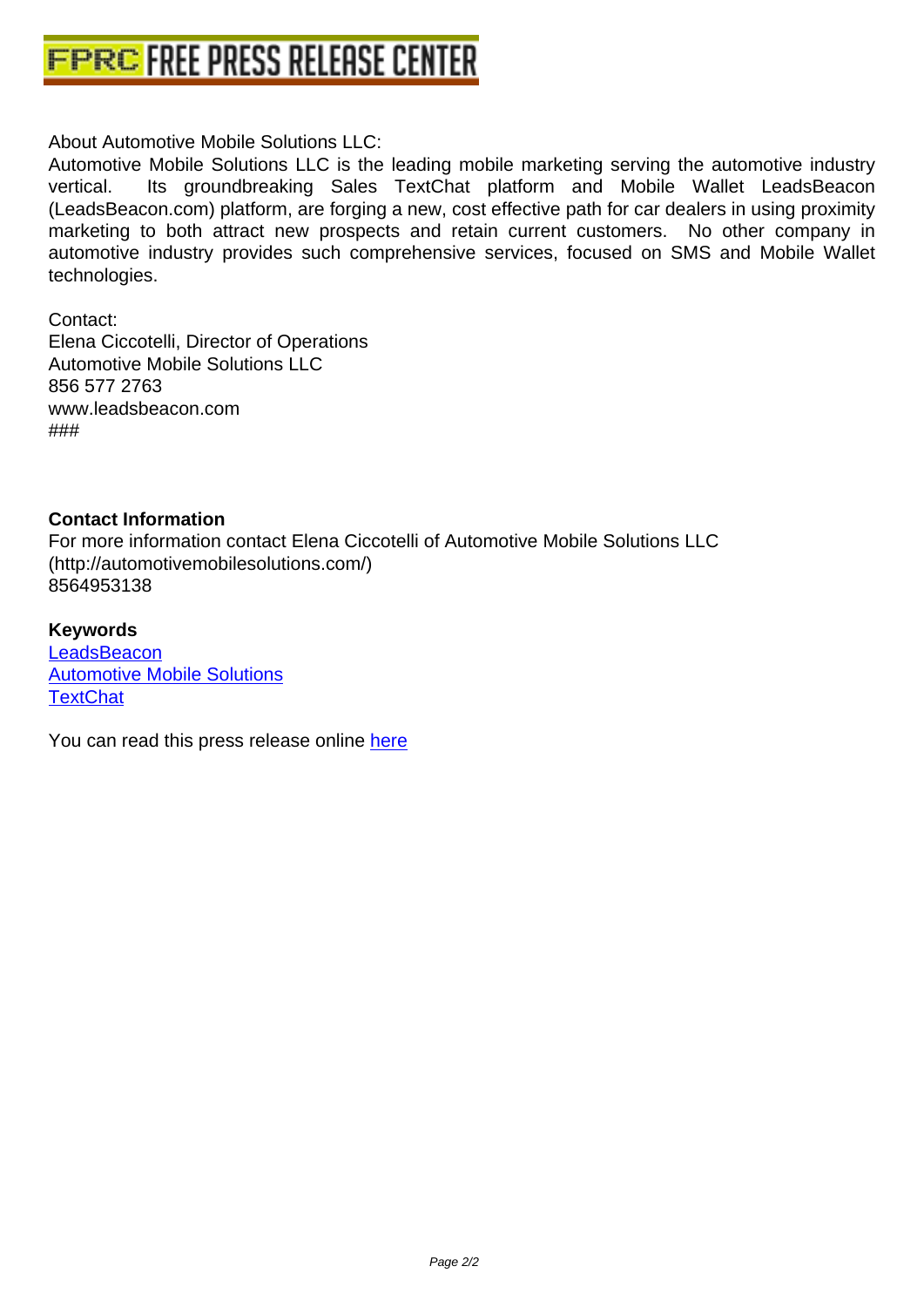About Automotive Mobile Solutions LLC:
Automotive Mobile Solutions LLC is the leading mobile marketing serving the automotive industry vertical. Its groundbreaking Sales TextChat platform and Mobile Wallet LeadsBeacon (LeadsBeacon.com) platform, are forging a new, cost effective path for car dealers in using proximity marketing to both attract new prospects and retain current customers. No other company in automotive industry provides such comprehensive services, focused on SMS and Mobile Wallet technologies.

Contact:
Elena Ciccotelli, Director of Operations
Automotive Mobile Solutions LLC
856 577 2763
www.leadsbeacon.com
###

**Contact Information**
For more information contact Elena Ciccotelli of Automotive Mobile Solutions LLC
(http://automotivemobilesolutions.com/)
8564953138

**Keywords**
LeadsBeacon
Automotive Mobile Solutions
TextChat

You can read this press release online here